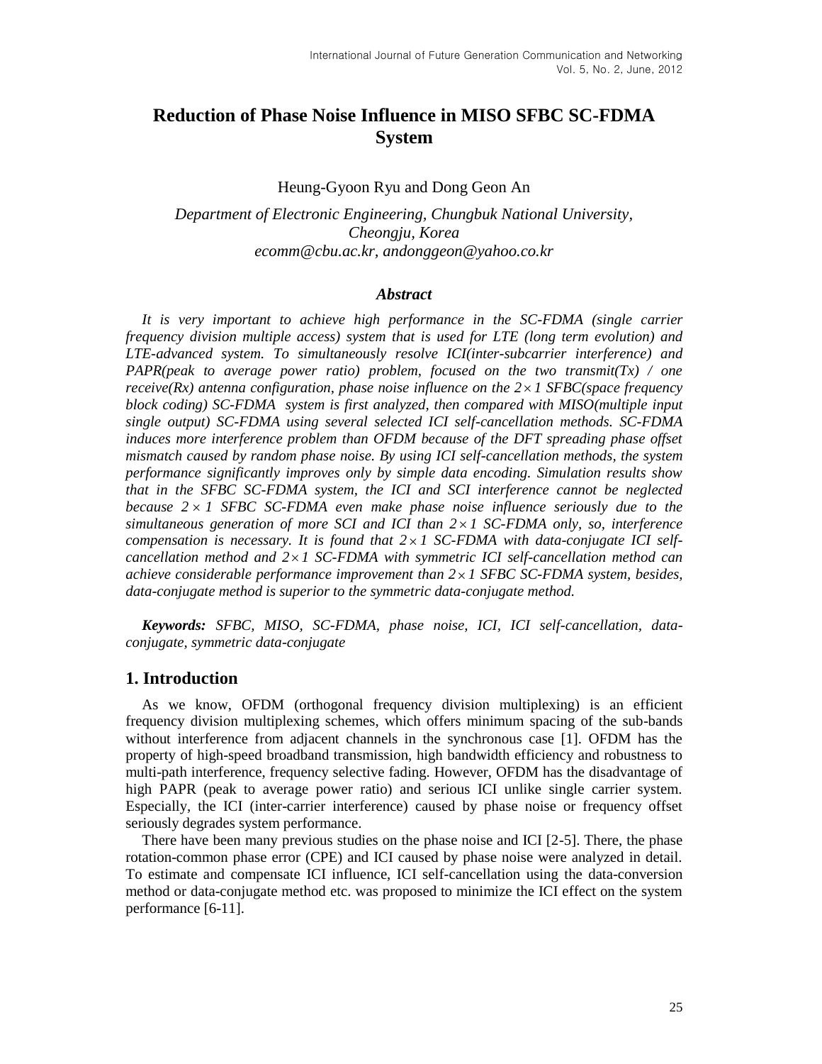# Reduction of Phase Noise Influence in MISO SFBC SC-FDMA System

Heung-Gyoon Ryu and Dong Geon An

*Department of Electronic Engineering, Chungbuk National University, Cheongju, Korea*
*ecomm@cbu.ac.kr, andonggeon@yahoo.co.kr*

### *Abstract*

*It is very important to achieve high performance in the SC-FDMA (single carrier frequency division multiple access) system that is used for LTE (long term evolution) and LTE-advanced system. To simultaneously resolve ICI(inter-subcarrier interference) and PAPR(peak to average power ratio) problem, focused on the two transmit(Tx) / one receive(Rx) antenna configuration, phase noise influence on the $2\times 1$ SFBC(space frequency block coding) SC-FDMA system is first analyzed, then compared with MISO(multiple input single output) SC-FDMA using several selected ICI self-cancellation methods. SC-FDMA induces more interference problem than OFDM because of the DFT spreading phase offset mismatch caused by random phase noise. By using ICI self-cancellation methods, the system performance significantly improves only by simple data encoding. Simulation results show that in the SFBC SC-FDMA system, the ICI and SCI interference cannot be neglected because $2\times 1$ SFBC SC-FDMA even make phase noise influence seriously due to the simultaneous generation of more SCI and ICI than $2\times 1$ SC-FDMA only, so, interference compensation is necessary. It is found that $2\times 1$ SC-FDMA with data-conjugate ICI self-cancellation method and $2\times 1$ SC-FDMA with symmetric ICI self-cancellation method can achieve considerable performance improvement than $2\times 1$ SFBC SC-FDMA system, besides, data-conjugate method is superior to the symmetric data-conjugate method.*

***Keywords:*** *SFBC, MISO, SC-FDMA, phase noise, ICI, ICI self-cancellation, data-conjugate, symmetric data-conjugate*

## 1. Introduction

As we know, OFDM (orthogonal frequency division multiplexing) is an efficient frequency division multiplexing schemes, which offers minimum spacing of the sub-bands without interference from adjacent channels in the synchronous case [1]. OFDM has the property of high-speed broadband transmission, high bandwidth efficiency and robustness to multi-path interference, frequency selective fading. However, OFDM has the disadvantage of high PAPR (peak to average power ratio) and serious ICI unlike single carrier system. Especially, the ICI (inter-carrier interference) caused by phase noise or frequency offset seriously degrades system performance.

There have been many previous studies on the phase noise and ICI [2-5]. There, the phase rotation-common phase error (CPE) and ICI caused by phase noise were analyzed in detail. To estimate and compensate ICI influence, ICI self-cancellation using the data-conversion method or data-conjugate method etc. was proposed to minimize the ICI effect on the system performance [6-11].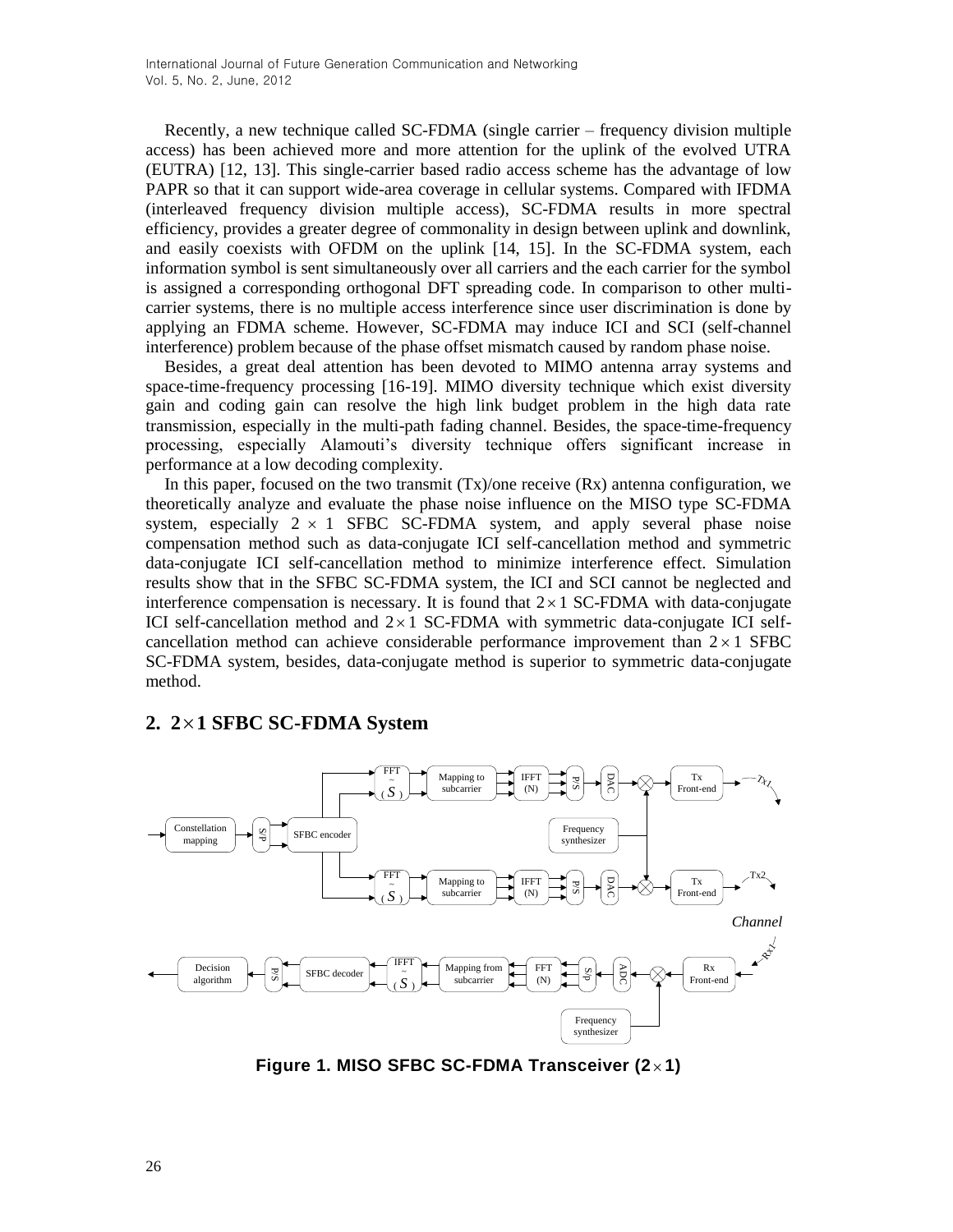Recently, a new technique called SC-FDMA (single carrier – frequency division multiple access) has been achieved more and more attention for the uplink of the evolved UTRA (EUTRA) [12, 13]. This single-carrier based radio access scheme has the advantage of low PAPR so that it can support wide-area coverage in cellular systems. Compared with IFDMA (interleaved frequency division multiple access), SC-FDMA results in more spectral efficiency, provides a greater degree of commonality in design between uplink and downlink, and easily coexists with OFDM on the uplink [14, 15]. In the SC-FDMA system, each information symbol is sent simultaneously over all carriers and the each carrier for the symbol is assigned a corresponding orthogonal DFT spreading code. In comparison to other multi-carrier systems, there is no multiple access interference since user discrimination is done by applying an FDMA scheme. However, SC-FDMA may induce ICI and SCI (self-channel interference) problem because of the phase offset mismatch caused by random phase noise.

Besides, a great deal attention has been devoted to MIMO antenna array systems and space-time-frequency processing [16-19]. MIMO diversity technique which exist diversity gain and coding gain can resolve the high link budget problem in the high data rate transmission, especially in the multi-path fading channel. Besides, the space-time-frequency processing, especially Alamouti's diversity technique offers significant increase in performance at a low decoding complexity.

In this paper, focused on the two transmit (Tx)/one receive (Rx) antenna configuration, we theoretically analyze and evaluate the phase noise influence on the MISO type SC-FDMA system, especially $2 \times 1$ SFBC SC-FDMA system, and apply several phase noise compensation method such as data-conjugate ICI self-cancellation method and symmetric data-conjugate ICI self-cancellation method to minimize interference effect. Simulation results show that in the SFBC SC-FDMA system, the ICI and SCI cannot be neglected and interference compensation is necessary. It is found that $2 \times 1$ SC-FDMA with data-conjugate ICI self-cancellation method and $2 \times 1$ SC-FDMA with symmetric data-conjugate ICI self-cancellation method can achieve considerable performance improvement than $2 \times 1$ SFBC SC-FDMA system, besides, data-conjugate method is superior to symmetric data-conjugate method.

## 2. 2×1 SFBC SC-FDMA System

**Figure 1. MISO SFBC SC-FDMA Transceiver (2×1)**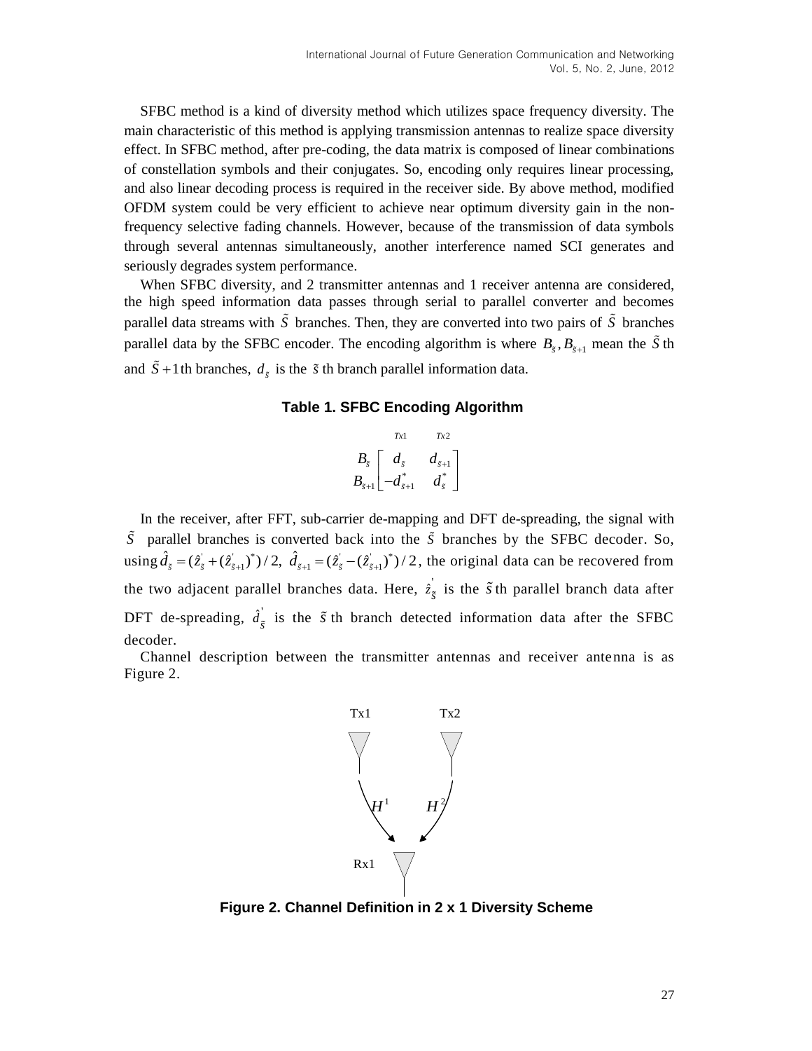SFBC method is a kind of diversity method which utilizes space frequency diversity. The main characteristic of this method is applying transmission antennas to realize space diversity effect. In SFBC method, after pre-coding, the data matrix is composed of linear combinations of constellation symbols and their conjugates. So, encoding only requires linear processing, and also linear decoding process is required in the receiver side. By above method, modified OFDM system could be very efficient to achieve near optimum diversity gain in the non-frequency selective fading channels. However, because of the transmission of data symbols through several antennas simultaneously, another interference named SCI generates and seriously degrades system performance.

When SFBC diversity, and 2 transmitter antennas and 1 receiver antenna are considered, the high speed information data passes through serial to parallel converter and becomes parallel data streams with $\tilde{S}$ branches. Then, they are converted into two pairs of $\tilde{S}$ branches parallel data by the SFBC encoder. The encoding algorithm is where $B_{\tilde{s}}, B_{\tilde{s}+1}$ mean the $\tilde{S}$ th and $\tilde{S}+1$th branches, $d_{\tilde{s}}$ is the $\tilde{s}$ th branch parallel information data.

**Table 1. SFBC Encoding Algorithm**

$$
\begin{array}{c} \\ B_{\tilde{s}} \\ B_{\tilde{s}+1} \end{array}
\begin{array}{c} \begin{array}{cc} Tx1 & \quad Tx2 \end{array} \\ \begin{bmatrix} d_{\tilde{s}} & d_{\tilde{s}+1} \\ -d_{\tilde{s}+1}^{*} & d_{\tilde{s}}^{*} \end{bmatrix} \end{array}
$$

In the receiver, after FFT, sub-carrier de-mapping and DFT de-spreading, the signal with $\tilde{S}$ parallel branches is converted back into the $\tilde{S}$ branches by the SFBC decoder. So, using $\hat{d}_{\tilde{s}} = (\hat{z}_{\tilde{s}}^{'} + (\hat{z}_{\tilde{s}+1}^{'})^{*})/2,\ \hat{d}_{\tilde{s}+1} = (\hat{z}_{\tilde{s}}^{'} - (\hat{z}_{\tilde{s}+1}^{'})^{*})/2$, the original data can be recovered from the two adjacent parallel branches data. Here, $\hat{z}_{\tilde{s}}^{'}$ is the $\tilde{s}$th parallel branch data after DFT de-spreading, $\hat{d}_{\tilde{s}}^{'}$ is the $\tilde{s}$ th branch detected information data after the SFBC decoder.

Channel description between the transmitter antennas and receiver antenna is as Figure 2.

**Figure 2. Channel Definition in 2 x 1 Diversity Scheme**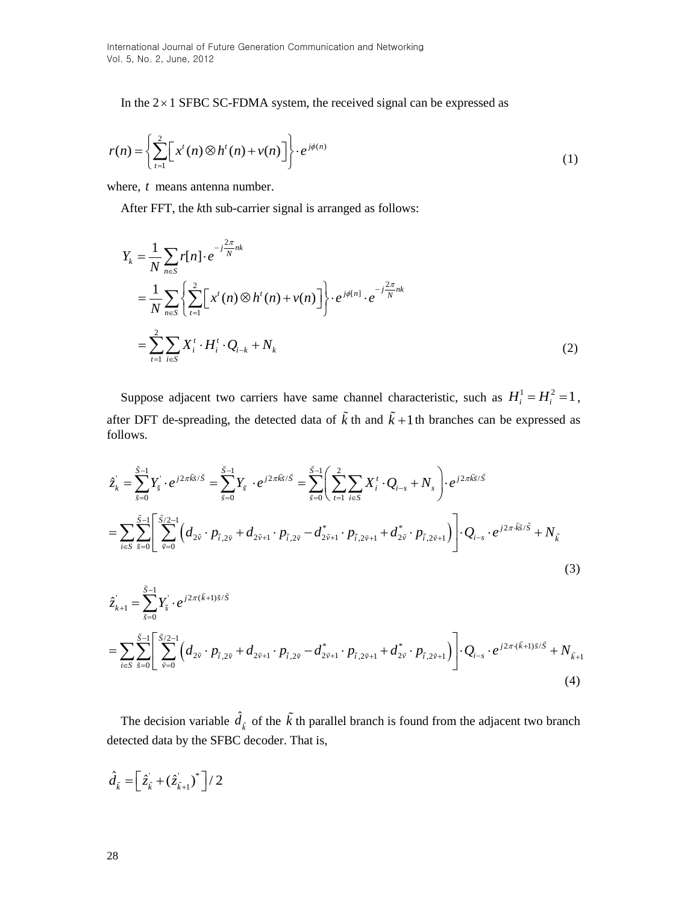In the $2 \times 1$ SFBC SC-FDMA system, the received signal can be expressed as

$$r(n) = \left\{ \sum_{t=1}^{2} \left[ x^t(n) \otimes h^t(n) + v(n) \right] \right\} \cdot e^{j\phi(n)} \tag{1}$$

where, $t$ means antenna number.

After FFT, the $k$th sub-carrier signal is arranged as follows:

$$\begin{aligned} Y_k &= \frac{1}{N} \sum_{n \in S} r[n] \cdot e^{-j\frac{2\pi}{N}nk} \\ &= \frac{1}{N} \sum_{n \in S} \left\{ \sum_{t=1}^{2} \left[ x^t(n) \otimes h^t(n) + v(n) \right] \right\} \cdot e^{j\phi[n]} \cdot e^{-j\frac{2\pi}{N}nk} \\ &= \sum_{t=1}^{2} \sum_{i \in S} X_i^t \cdot H_i^t \cdot Q_{i-k} + N_k \end{aligned} \tag{2}$$

Suppose adjacent two carriers have same channel characteristic, such as $H_i^1 = H_i^2 = 1$, after DFT de-spreading, the detected data of $\tilde{k}$ th and $\tilde{k}+1$ th branches can be expressed as follows.

$$\begin{aligned} \hat{z}_k^{'} &= \sum_{\tilde{s}=0}^{\tilde{S}-1} Y_{\tilde{s}}^{'} \cdot e^{j2\pi\tilde{k}\tilde{s}/\tilde{S}} = \sum_{\tilde{s}=0}^{\tilde{S}-1} Y_{\tilde{s}} \cdot e^{j2\pi\tilde{k}\tilde{s}/\tilde{S}} = \sum_{\tilde{s}=0}^{\tilde{S}-1} \left( \sum_{t=1}^{2} \sum_{i \in S} X_i^t \cdot Q_{i-s} + N_s \right) \cdot e^{j2\pi\tilde{k}\tilde{s}/\tilde{S}} \\ &= \sum_{i \in S} \sum_{\tilde{s}=0}^{\tilde{S}-1} \left[ \sum_{\tilde{v}=0}^{\tilde{S}/2-1} \left( d_{2\tilde{v}} \cdot p_{\tilde{i},2\tilde{v}} + d_{2\tilde{v}+1} \cdot p_{\tilde{i},2\tilde{v}} - d_{2\tilde{v}+1}^{*} \cdot p_{\tilde{i},2\tilde{v}+1} + d_{2\tilde{v}}^{*} \cdot p_{\tilde{i},2\tilde{v}+1} \right) \right] \cdot Q_{i-s} \cdot e^{j2\pi \cdot \tilde{k}\tilde{s}/\tilde{S}} + N_{\tilde{k}} \end{aligned} \tag{3}$$

$$\begin{aligned} \hat{z}_{k+1}^{'} &= \sum_{\tilde{s}=0}^{\tilde{S}-1} Y_{\tilde{s}}^{'} \cdot e^{j2\pi(\tilde{k}+1)\tilde{s}/\tilde{S}} \\ &= \sum_{i \in S} \sum_{\tilde{s}=0}^{\tilde{S}-1} \left[ \sum_{\tilde{v}=0}^{\tilde{S}/2-1} \left( d_{2\tilde{v}} \cdot p_{\tilde{i},2\tilde{v}} + d_{2\tilde{v}+1} \cdot p_{\tilde{i},2\tilde{v}} - d_{2\tilde{v}+1}^{*} \cdot p_{\tilde{i},2\tilde{v}+1} + d_{2\tilde{v}}^{*} \cdot p_{\tilde{i},2\tilde{v}+1} \right) \right] \cdot Q_{i-s} \cdot e^{j2\pi \cdot (\tilde{k}+1)\tilde{s}/\tilde{S}} + N_{\tilde{k}+1} \end{aligned} \tag{4}$$

The decision variable $\hat{d}_{\tilde{k}}$ of the $\tilde{k}$ th parallel branch is found from the adjacent two branch detected data by the SFBC decoder. That is,

$$\hat{d}_{\tilde{k}} = \left[ \hat{z}_{\tilde{k}}^{'} + (\hat{z}_{\tilde{k}+1}^{'})^{*} \right] / 2$$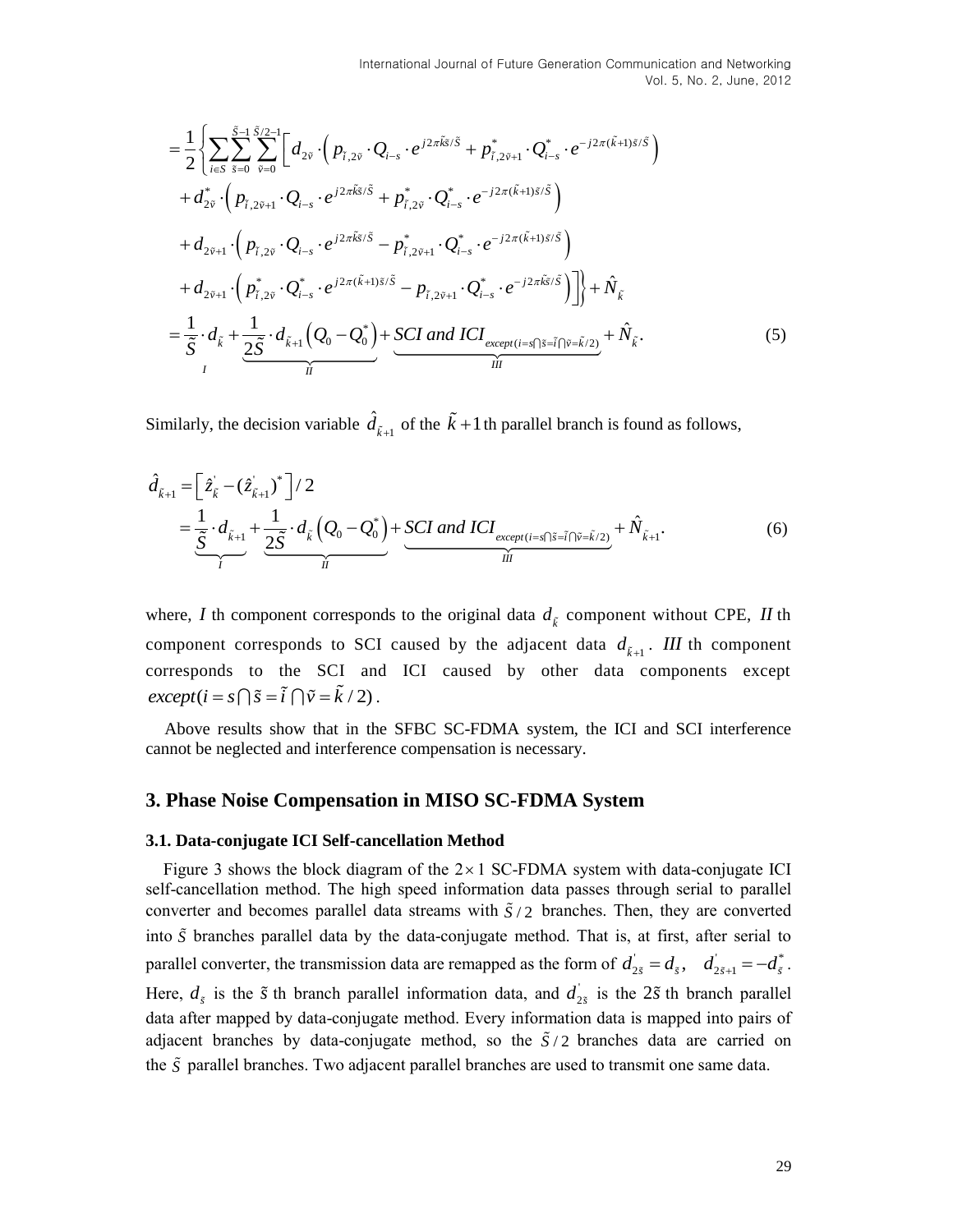$$
\begin{aligned}
&= \frac{1}{2}\Bigg\{ \sum_{i \in S} \sum_{\tilde{s}=0}^{\tilde{S}-1} \sum_{\tilde{v}=0}^{\tilde{S}/2-1} \Big[ d_{2\tilde{v}} \cdot \Big( p_{\tilde{i},2\tilde{v}} \cdot Q_{i-s} \cdot e^{j2\pi\tilde{k}\tilde{s}/\tilde{S}} + p^{*}_{\tilde{i},2\tilde{v}+1} \cdot Q^{*}_{i-s} \cdot e^{-j2\pi(\tilde{k}+1)\tilde{s}/\tilde{S}} \Big) \\
&\quad + d^{*}_{2\tilde{v}} \cdot \Big( p_{\tilde{i},2\tilde{v}+1} \cdot Q_{i-s} \cdot e^{j2\pi\tilde{k}\tilde{s}/\tilde{S}} + p^{*}_{\tilde{i},2\tilde{v}} \cdot Q^{*}_{i-s} \cdot e^{-j2\pi(\tilde{k}+1)\tilde{s}/\tilde{S}} \Big) \\
&\quad + d_{2\tilde{v}+1} \cdot \Big( p_{\tilde{i},2\tilde{v}} \cdot Q_{i-s} \cdot e^{j2\pi\tilde{k}\tilde{s}/\tilde{S}} - p^{*}_{\tilde{i},2\tilde{v}+1} \cdot Q^{*}_{i-s} \cdot e^{-j2\pi(\tilde{k}+1)\tilde{s}/\tilde{S}} \Big) \\
&\quad + d_{2\tilde{v}+1} \cdot \Big( p^{*}_{\tilde{i},2\tilde{v}} \cdot Q^{*}_{i-s} \cdot e^{j2\pi(\tilde{k}+1)\tilde{s}/\tilde{S}} - p_{\tilde{i},2\tilde{v}+1} \cdot Q^{*}_{i-s} \cdot e^{-j2\pi\tilde{k}\tilde{s}/\tilde{S}} \Big) \Big] \Bigg\} + \hat{N}_{\tilde{k}} \\
&= \underbrace{\frac{1}{\tilde{S}} \cdot d_{\tilde{k}}}_{I} + \underbrace{\frac{1}{2\tilde{S}} \cdot d_{\tilde{k}+1}\left(Q_0 - Q_0^{*}\right)}_{II} + \underbrace{SCI\ and\ ICI_{except(i=s \cap \tilde{s}=\tilde{i} \cap \tilde{v}=\tilde{k}/2)}}_{III} + \hat{N}_{\tilde{k}}. \qquad (5)
\end{aligned}
$$

Similarly, the decision variable $\hat{d}_{\tilde{k}+1}$ of the $\tilde{k}+1$th parallel branch is found as follows,

$$
\begin{aligned}
\hat{d}_{\tilde{k}+1} &= \left[ \hat{z}^{'}_{\tilde{k}} - (\hat{z}^{'}_{\tilde{k}+1})^{*} \right] / 2 \\
&= \underbrace{\frac{1}{\tilde{S}} \cdot d_{\tilde{k}+1}}_{I} + \underbrace{\frac{1}{2\tilde{S}} \cdot d_{\tilde{k}}\left(Q_0 - Q_0^{*}\right)}_{II} + \underbrace{SCI\ and\ ICI_{except(i=s \cap \tilde{s}=\tilde{i} \cap \tilde{v}=\tilde{k}/2)}}_{III} + \hat{N}_{\tilde{k}+1}. \qquad (6)
\end{aligned}
$$

where, $I$ th component corresponds to the original data $d_{\tilde{k}}$ component without CPE, $II$ th component corresponds to SCI caused by the adjacent data $d_{\tilde{k}+1}$. $III$ th component corresponds to the SCI and ICI caused by other data components except $except(i = s \cap \tilde{s} = \tilde{i} \cap \tilde{v} = \tilde{k}/2)$.

Above results show that in the SFBC SC-FDMA system, the ICI and SCI interference cannot be neglected and interference compensation is necessary.

## 3. Phase Noise Compensation in MISO SC-FDMA System

### 3.1. Data-conjugate ICI Self-cancellation Method

Figure 3 shows the block diagram of the $2 \times 1$ SC-FDMA system with data-conjugate ICI self-cancellation method. The high speed information data passes through serial to parallel converter and becomes parallel data streams with $\tilde{S}/2$ branches. Then, they are converted into $\tilde{S}$ branches parallel data by the data-conjugate method. That is, at first, after serial to parallel converter, the transmission data are remapped as the form of $d^{'}_{2\tilde{s}} = d_{\tilde{s}}, \quad d^{'}_{2\tilde{s}+1} = -d^{*}_{\tilde{s}}$. Here, $d_{\tilde{s}}$ is the $\tilde{s}$ th branch parallel information data, and $d^{'}_{2\tilde{s}}$ is the $2\tilde{s}$ th branch parallel data after mapped by data-conjugate method. Every information data is mapped into pairs of adjacent branches by data-conjugate method, so the $\tilde{S}/2$ branches data are carried on the $\tilde{S}$ parallel branches. Two adjacent parallel branches are used to transmit one same data.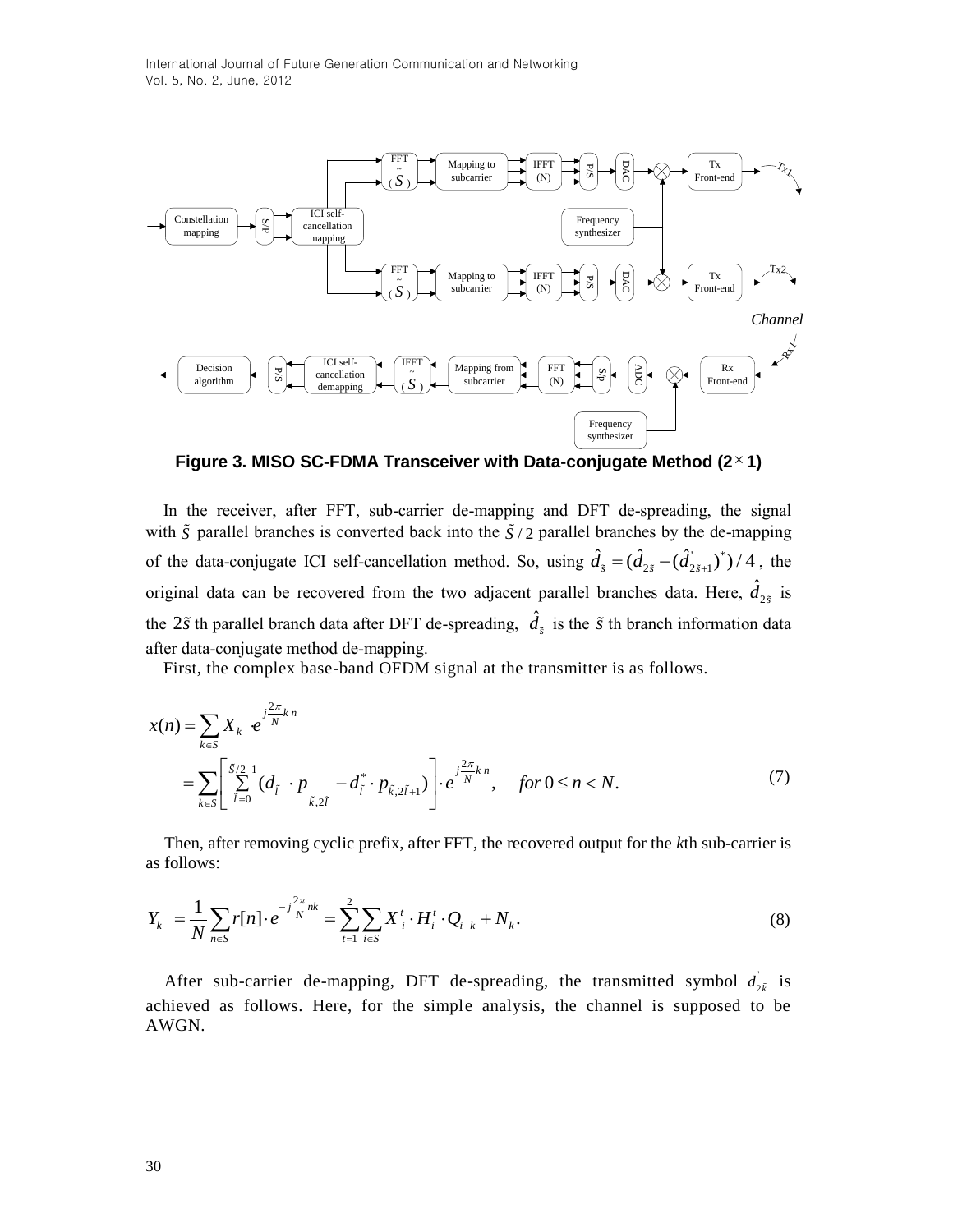**Figure 3. MISO SC-FDMA Transceiver with Data-conjugate Method (2×1)**

In the receiver, after FFT, sub-carrier de-mapping and DFT de-spreading, the signal with $\tilde{S}$ parallel branches is converted back into the $\tilde{S}/2$ parallel branches by the de-mapping of the data-conjugate ICI self-cancellation method. So, using $\hat{d}_{\tilde{s}} = (\hat{d}_{2\tilde{s}} - (\hat{d}^{'}_{2\tilde{s}+1})^{*})/4$, the original data can be recovered from the two adjacent parallel branches data. Here, $\hat{d}_{2\tilde{s}}$ is the $2\tilde{s}$ th parallel branch data after DFT de-spreading, $\hat{d}_{\tilde{s}}$ is the $\tilde{s}$ th branch information data after data-conjugate method de-mapping.

First, the complex base-band OFDM signal at the transmitter is as follows.

$$
\begin{aligned}
x(n) &= \sum_{k \in S} X_k \cdot e^{j\frac{2\pi}{N}k\,n} \\
&= \sum_{k \in S} \left[ \sum_{\tilde{l}=0}^{\tilde{S}/2-1} (d_{\tilde{l}} \cdot p_{\tilde{k},2\tilde{l}} - d_{\tilde{l}}^{*} \cdot p_{\tilde{k},2\tilde{l}+1}) \right] \cdot e^{j\frac{2\pi}{N}k\,n}, \quad for\, 0 \le n < N.
\end{aligned}
\tag{7}
$$

Then, after removing cyclic prefix, after FFT, the recovered output for the *k*th sub-carrier is as follows:

$$
Y_k = \frac{1}{N} \sum_{n \in S} r[n] \cdot e^{-j\frac{2\pi}{N}nk} = \sum_{t=1}^{2} \sum_{i \in S} X^{t}_{i} \cdot H^{t}_{i} \cdot Q_{i-k} + N_k. \tag{8}
$$

After sub-carrier de-mapping, DFT de-spreading, the transmitted symbol $d^{'}_{2\tilde{k}}$ is achieved as follows. Here, for the simple analysis, the channel is supposed to be AWGN.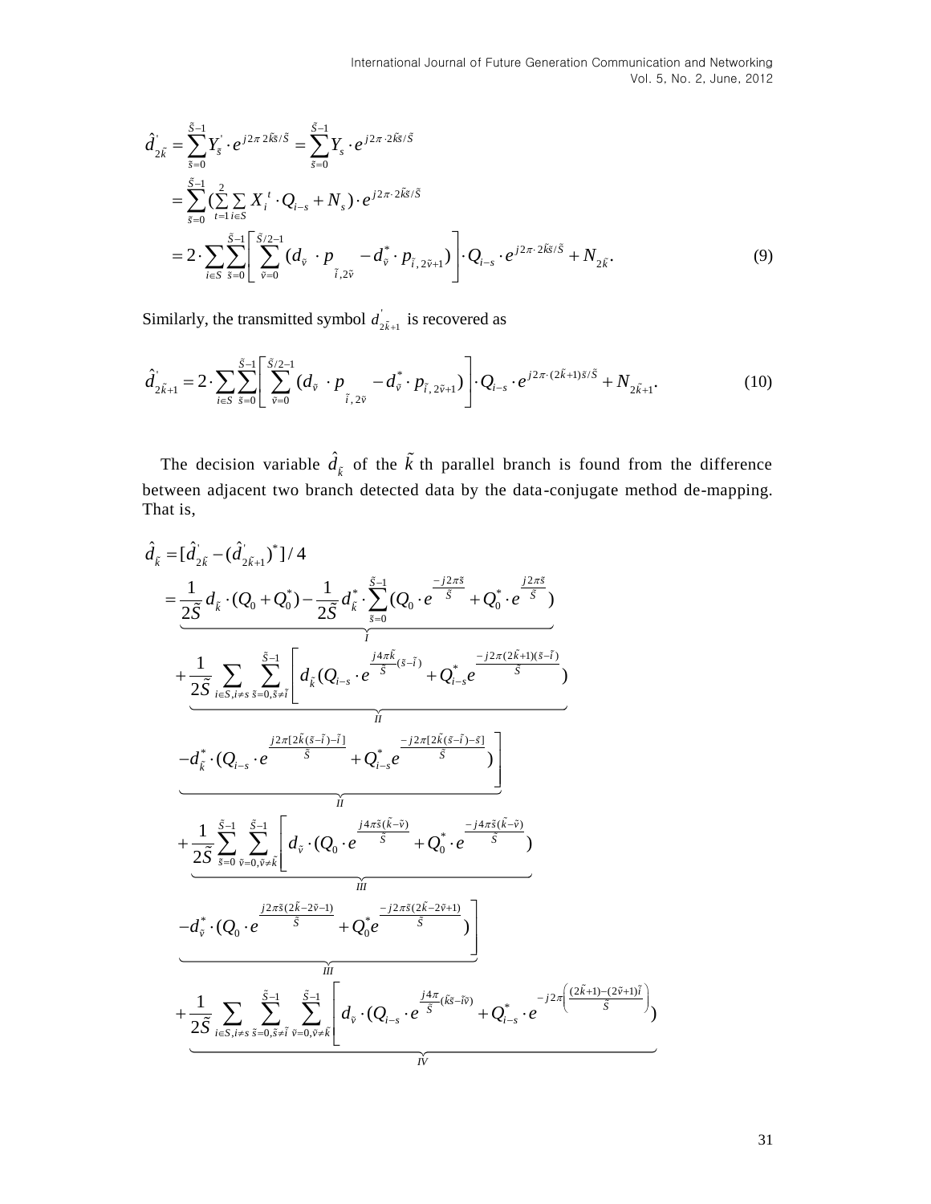$$
\begin{aligned}
\hat{d}'_{2\tilde{k}} &= \sum_{\tilde{s}=0}^{\tilde{S}-1} Y'_{\tilde{s}} \cdot e^{j2\pi\, 2\tilde{k}\tilde{s}/\tilde{S}} = \sum_{\tilde{s}=0}^{\tilde{S}-1} Y_s \cdot e^{j2\pi\cdot 2\tilde{k}\tilde{s}/\tilde{S}} \\
&= \sum_{\tilde{s}=0}^{\tilde{S}-1} (\sum_{t=1}^{2} \sum_{i\in S} X_i^{\,t} \cdot Q_{i-s} + N_s) \cdot e^{j2\pi\cdot 2\tilde{k}\tilde{s}/\tilde{S}} \\
&= 2 \cdot \sum_{i\in S} \sum_{\tilde{s}=0}^{\tilde{S}-1} \left[ \sum_{\tilde{v}=0}^{\tilde{S}/2-1} (d_{\tilde{v}} \cdot p_{\tilde{i},2\tilde{v}} - d^*_{\tilde{v}} \cdot p_{\tilde{i},2\tilde{v}+1}) \right] \cdot Q_{i-s} \cdot e^{j2\pi\cdot 2\tilde{k}\tilde{s}/\tilde{S}} + N_{2\tilde{k}}.
\end{aligned}
\tag{9}
$$

Similarly, the transmitted symbol $d'_{2\tilde{k}+1}$ is recovered as

$$
\hat{d}'_{2\tilde{k}+1} = 2 \cdot \sum_{i\in S} \sum_{\tilde{s}=0}^{\tilde{S}-1} \left[ \sum_{\tilde{v}=0}^{\tilde{S}/2-1} (d_{\tilde{v}} \cdot p_{\tilde{i},2\tilde{v}} - d^*_{\tilde{v}} \cdot p_{\tilde{i},2\tilde{v}+1}) \right] \cdot Q_{i-s} \cdot e^{j2\pi\cdot(2\tilde{k}+1)\tilde{s}/\tilde{S}} + N_{2\tilde{k}+1}. \tag{10}
$$

The decision variable $\hat{d}_{\tilde{k}}$ of the $\tilde{k}$ th parallel branch is found from the difference between adjacent two branch detected data by the data-conjugate method de-mapping. That is,

$$
\begin{aligned}
\hat{d}_{\tilde{k}} &= [\hat{d}'_{2\tilde{k}} - (\hat{d}'_{2\tilde{k}+1})^*]/4 \\
&= \underbrace{\frac{1}{2\tilde{S}} d_{\tilde{k}} \cdot (Q_0 + Q_0^*) - \frac{1}{2\tilde{S}} d^*_{\tilde{k}} \cdot \sum_{\tilde{s}=0}^{\tilde{S}-1} (Q_0 \cdot e^{\frac{-j2\pi\tilde{s}}{\tilde{S}}} + Q_0^* \cdot e^{\frac{j2\pi\tilde{s}}{\tilde{S}}})}_{I} \\
&\quad \underbrace{+ \frac{1}{2\tilde{S}} \sum_{i\in S, i\neq s} \sum_{\tilde{s}=0, \tilde{s}\neq\tilde{i}}^{\tilde{S}-1} \left[ d_{\tilde{k}} (Q_{i-s} \cdot e^{\frac{j4\pi\tilde{k}}{\tilde{S}}(\tilde{s}-\tilde{i})} + Q^*_{i-s} e^{\frac{-j2\pi(2\tilde{k}+1)(\tilde{s}-\tilde{i})}{\tilde{S}}}) \right.}_{II} \\
&\quad \underbrace{\left. - d^*_{\tilde{k}} \cdot (Q_{i-s} \cdot e^{\frac{j2\pi[2\tilde{k}(\tilde{s}-\tilde{i})-\tilde{i}]}{\tilde{S}}} + Q^*_{i-s} e^{\frac{-j2\pi[2\tilde{k}(\tilde{s}-\tilde{i})-\tilde{s}]}{\tilde{S}}}) \right]}_{II} \\
&\quad \underbrace{+ \frac{1}{2\tilde{S}} \sum_{\tilde{s}=0}^{\tilde{S}-1} \sum_{\tilde{v}=0, \tilde{v}\neq\tilde{k}}^{\tilde{S}-1} \left[ d_{\tilde{v}} \cdot (Q_0 \cdot e^{\frac{j4\pi\tilde{s}(\tilde{k}-\tilde{v})}{\tilde{S}}} + Q_0^* \cdot e^{\frac{-j4\pi\tilde{s}(\tilde{k}-\tilde{v})}{\tilde{S}}}) \right.}_{III} \\
&\quad \underbrace{\left. - d^*_{\tilde{v}} \cdot (Q_0 \cdot e^{\frac{j2\pi\tilde{s}(2\tilde{k}-2\tilde{v}-1)}{\tilde{S}}} + Q_0^* e^{\frac{-j2\pi\tilde{s}(2\tilde{k}-2\tilde{v}+1)}{\tilde{S}}}) \right]}_{III} \\
&\quad \underbrace{+ \frac{1}{2\tilde{S}} \sum_{i\in S, i\neq s} \sum_{\tilde{s}=0, \tilde{s}\neq\tilde{i}}^{\tilde{S}-1} \sum_{\tilde{v}=0, \tilde{v}\neq\tilde{k}}^{\tilde{S}-1} \left[ d_{\tilde{v}} \cdot (Q_{i-s} \cdot e^{\frac{j4\pi}{\tilde{S}}(\tilde{k}\tilde{s}-\tilde{i}\tilde{v})} + Q^*_{i-s} \cdot e^{-j2\pi\left(\frac{(2\tilde{k}+1)-(2\tilde{v}+1)\tilde{i}}{\tilde{S}}\right)}) \right.}_{IV}
\end{aligned}
$$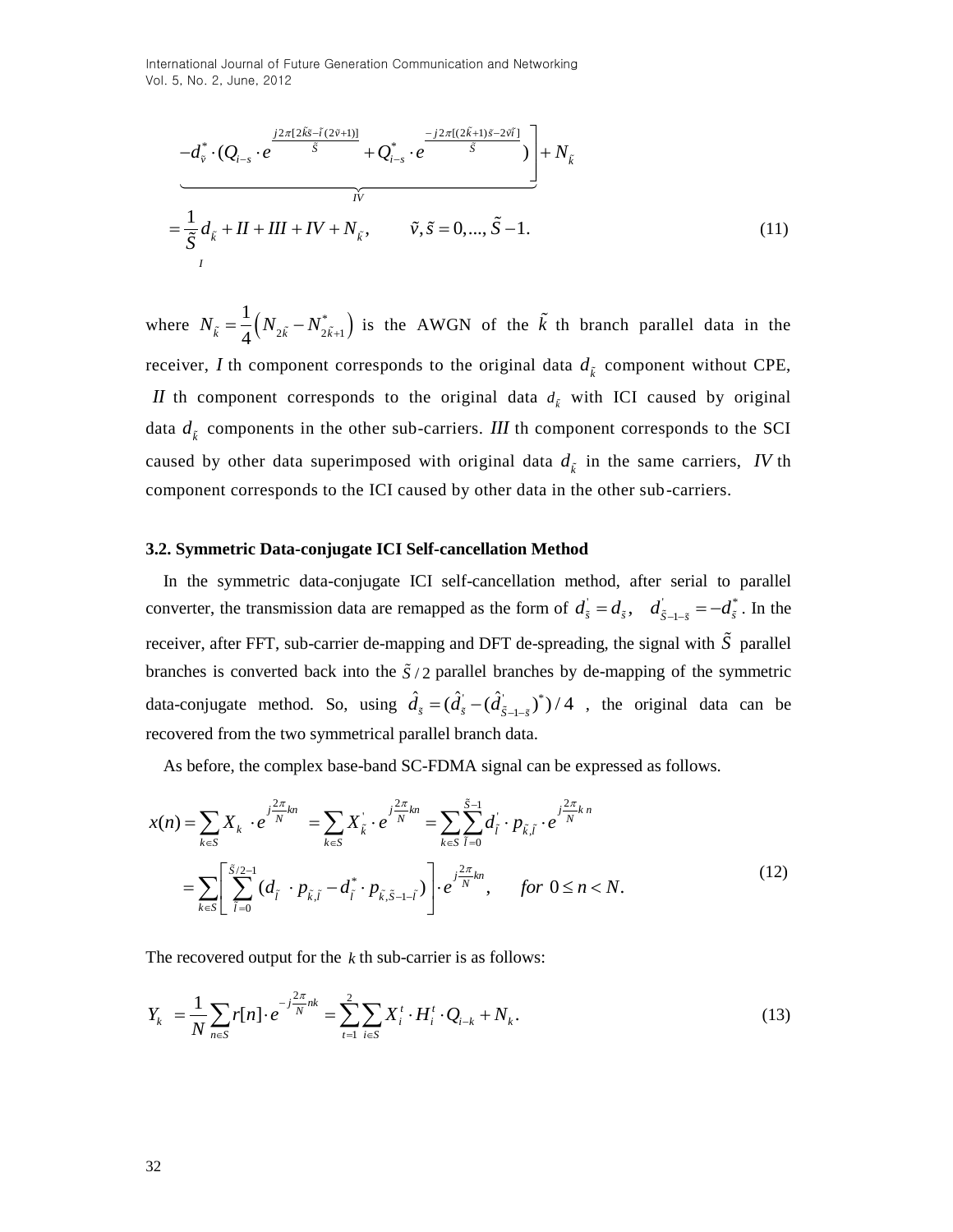$$
\underbrace{-d_{\tilde{v}}^* \cdot (Q_{i-s} \cdot e^{\frac{j2\pi[2\tilde{k}\tilde{s}-\tilde{l}(2\tilde{v}+1)]}{\tilde{S}}} + Q_{i-s}^* \cdot e^{\frac{-j2\pi[(2\tilde{k}+1)\tilde{s}-2\tilde{v}\tilde{l}]}{\tilde{S}}})}_{IV} \Bigg] + N_{\tilde{k}}
$$

$$
= \underbrace{\frac{1}{\tilde{S}} d_{\tilde{k}}}_{I} + II + III + IV + N_{\tilde{k}}, \qquad \tilde{v}, \tilde{s} = 0, ..., \tilde{S} - 1. \tag{11}
$$

where $N_{\tilde{k}} = \frac{1}{4}\left(N_{2\tilde{k}} - N_{2\tilde{k}+1}^*\right)$ is the AWGN of the $\tilde{k}$ th branch parallel data in the receiver, $I$ th component corresponds to the original data $d_{\tilde{k}}$ component without CPE, $II$ th component corresponds to the original data $d_{\tilde{k}}$ with ICI caused by original data $d_{\tilde{k}}$ components in the other sub-carriers. $III$ th component corresponds to the SCI caused by other data superimposed with original data $d_{\tilde{k}}$ in the same carriers, $IV$ th component corresponds to the ICI caused by other data in the other sub-carriers.

### 3.2. Symmetric Data-conjugate ICI Self-cancellation Method

In the symmetric data-conjugate ICI self-cancellation method, after serial to parallel converter, the transmission data are remapped as the form of $d_{\tilde{s}}^{'} = d_{\tilde{s}}, \quad d_{\tilde{S}-1-\tilde{s}}^{'} = -d_{\tilde{s}}^*$. In the receiver, after FFT, sub-carrier de-mapping and DFT de-spreading, the signal with $\tilde{S}$ parallel branches is converted back into the $\tilde{S}/2$ parallel branches by de-mapping of the symmetric data-conjugate method. So, using $\hat{d}_{\tilde{s}} = (\hat{d}_{\tilde{s}}^{'} - (\hat{d}_{\tilde{S}-1-\tilde{s}}^{'})^*)/4$, the original data can be recovered from the two symmetrical parallel branch data.

As before, the complex base-band SC-FDMA signal can be expressed as follows.

$$
x(n) = \sum_{k \in S} X_k \cdot e^{j\frac{2\pi}{N}kn} = \sum_{k \in S} X_{\tilde{k}}^{'} \cdot e^{j\frac{2\pi}{N}kn} = \sum_{k \in S} \sum_{\tilde{l}=0}^{\tilde{S}-1} d_{\tilde{l}}^{'} \cdot p_{\tilde{k},\tilde{l}} \cdot e^{j\frac{2\pi}{N}kn}
$$

$$
= \sum_{k \in S} \left[ \sum_{\tilde{l}=0}^{\tilde{S}/2-1} (d_{\tilde{l}} \cdot p_{\tilde{k},\tilde{l}} - d_{\tilde{l}}^* \cdot p_{\tilde{k},\tilde{S}-1-\tilde{l}}) \right] \cdot e^{j\frac{2\pi}{N}kn}, \qquad for\ 0 \le n < N. \tag{12}
$$

The recovered output for the $k$ th sub-carrier is as follows:

$$
Y_k = \frac{1}{N} \sum_{n \in S} r[n] \cdot e^{-j\frac{2\pi}{N}nk} = \sum_{t=1}^{2} \sum_{i \in S} X_i^t \cdot H_i^t \cdot Q_{i-k} + N_k. \tag{13}
$$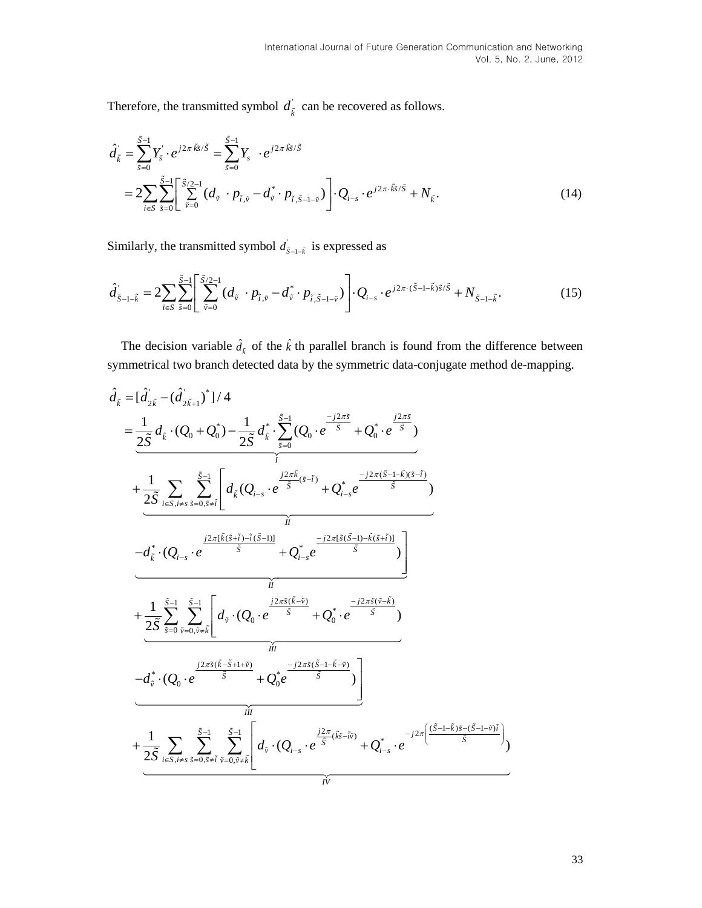Therefore, the transmitted symbol $d_{\tilde{k}}^{'}$ can be recovered as follows.

$$
\begin{aligned}
\hat{d}_{\tilde{k}}^{'} &= \sum_{\tilde{s}=0}^{\tilde{S}-1} Y_{\tilde{s}}^{'} \cdot e^{j2\pi \tilde{k}\tilde{s}/\tilde{S}} = \sum_{\tilde{s}=0}^{\tilde{S}-1} Y_{s} \cdot e^{j2\pi \tilde{k}\tilde{s}/\tilde{S}} \\
&= 2\sum_{i\in S}\sum_{\tilde{s}=0}^{\tilde{S}-1}\left[\sum_{\tilde{v}=0}^{\tilde{S}/2-1}(d_{\tilde{v}} \cdot p_{\tilde{i},\tilde{v}} - d_{\tilde{v}}^{*} \cdot p_{\tilde{i},\tilde{S}-1-\tilde{v}})\right]\cdot Q_{i-s} \cdot e^{j2\pi\cdot \tilde{k}\tilde{s}/\tilde{S}} + N_{\tilde{k}}.
\end{aligned} \tag{14}
$$

Similarly, the transmitted symbol $d_{\tilde{S}-1-\tilde{k}}^{'}$ is expressed as

$$
\hat{d}_{\tilde{S}-1-\tilde{k}}^{'} = 2\sum_{i\in S}\sum_{\tilde{s}=0}^{\tilde{S}-1}\left[\sum_{\tilde{v}=0}^{\tilde{S}/2-1}(d_{\tilde{v}} \cdot p_{\tilde{i},\tilde{v}} - d_{\tilde{v}}^{*} \cdot p_{\tilde{i},\tilde{S}-1-\tilde{v}})\right]\cdot Q_{i-s} \cdot e^{j2\pi\cdot(\tilde{S}-1-\tilde{k})\tilde{s}/\tilde{S}} + N_{\tilde{S}-1-\tilde{k}}. \tag{15}
$$

The decision variable $\hat{d}_{\tilde{k}}$ of the $\hat{k}$ th parallel branch is found from the difference between symmetrical two branch detected data by the symmetric data-conjugate method de-mapping.

$$
\begin{aligned}
\hat{d}_{\tilde{k}} &= [\hat{d}_{2\tilde{k}}^{'} - (\hat{d}_{2\tilde{k}+1}^{'})^{*}]/4 \\
&= \underbrace{\frac{1}{2\tilde{S}} d_{\tilde{k}} \cdot (Q_0 + Q_0^{*}) - \frac{1}{2\tilde{S}} d_{\tilde{k}}^{*} \cdot \sum_{\tilde{s}=0}^{\tilde{S}-1}(Q_0 \cdot e^{\frac{-j2\pi\tilde{s}}{\tilde{S}}} + Q_0^{*} \cdot e^{\frac{j2\pi\tilde{s}}{\tilde{S}}})}_{I} \\
&\quad \underbrace{+\frac{1}{2\tilde{S}}\sum_{i\in S, i\neq s}\sum_{\tilde{s}=0,\tilde{s}\neq\tilde{l}}^{\tilde{S}-1}\left[d_{\tilde{k}}(Q_{i-s} \cdot e^{\frac{j2\pi\tilde{k}}{\tilde{S}}(\tilde{s}-\tilde{l})} + Q_{i-s}^{*} e^{\frac{-j2\pi(\tilde{S}-1-\tilde{k})(\tilde{s}-\tilde{l})}{\tilde{S}}})\right.}_{II} \\
&\quad \underbrace{\left.-d_{\tilde{k}}^{*} \cdot (Q_{i-s} \cdot e^{\frac{j2\pi[\tilde{k}(\tilde{s}+\tilde{l})-\tilde{l}(\tilde{S}-1)]}{\tilde{S}}} + Q_{i-s}^{*} e^{\frac{-j2\pi[\tilde{s}(\tilde{S}-1)-\tilde{k}(\tilde{s}+\tilde{l})]}{\tilde{S}}})\right]}_{II} \\
&\quad \underbrace{+\frac{1}{2\tilde{S}}\sum_{\tilde{s}=0}^{\tilde{S}-1}\sum_{\tilde{v}=0,\tilde{v}\neq\tilde{k}}^{\tilde{S}-1}\left[d_{\tilde{v}} \cdot (Q_0 \cdot e^{\frac{j2\pi\tilde{s}(\tilde{k}-\tilde{v})}{\tilde{S}}} + Q_0^{*} \cdot e^{\frac{-j2\pi\tilde{s}(\tilde{v}-\tilde{k})}{\tilde{S}}})\right.}_{III} \\
&\quad \underbrace{\left.-d_{\tilde{v}}^{*} \cdot (Q_0 \cdot e^{\frac{j2\pi\tilde{s}(\tilde{k}-\tilde{S}+1+\tilde{v})}{\tilde{S}}} + Q_0^{*} e^{\frac{-j2\pi\tilde{s}(\tilde{S}-1-\tilde{k}-\tilde{v})}{\tilde{S}}})\right]}_{III} \\
&\quad \underbrace{+\frac{1}{2\tilde{S}}\sum_{i\in S, i\neq s}\sum_{\tilde{s}=0,\tilde{s}\neq\tilde{l}}^{\tilde{S}-1}\sum_{\tilde{v}=0,\tilde{v}\neq\tilde{k}}^{\tilde{S}-1}\left[d_{\tilde{v}} \cdot (Q_{i-s} \cdot e^{\frac{j2\pi}{\tilde{S}}(\tilde{k}\tilde{s}-\tilde{l}\tilde{v})} + Q_{i-s}^{*} \cdot e^{-j2\pi\left(\frac{(\tilde{S}-1-\tilde{k})\tilde{s}-(\tilde{S}-1-\tilde{v})\tilde{l}}{\tilde{S}}\right)})\right.}_{IV}
\end{aligned}
$$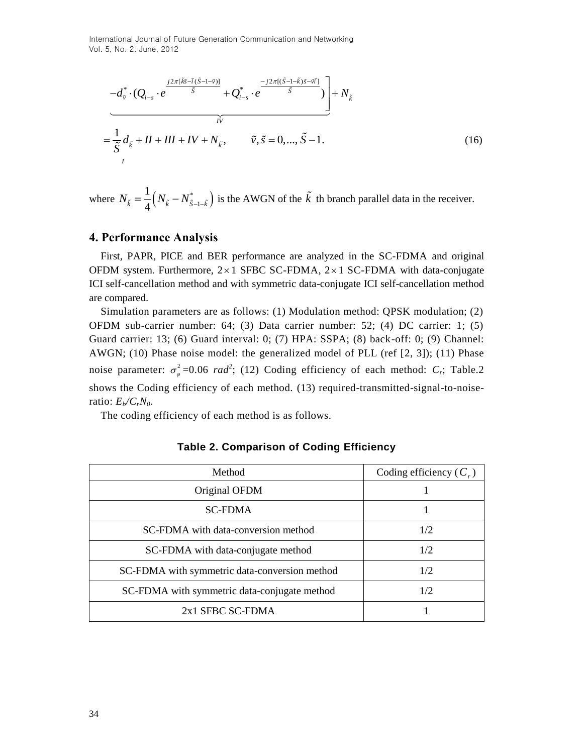$$
\underbrace{-d_{\tilde{v}}^{*} \cdot (Q_{l-s} \cdot e^{\frac{j2\pi[\tilde{k}\tilde{s}-\tilde{l}(\tilde{S}-1-\tilde{v})]}{\tilde{S}}} + Q_{l-s}^{*} \cdot e^{\frac{-j2\pi[(\tilde{S}-1-\tilde{k})\tilde{s}-\tilde{v}\tilde{l}]}{\tilde{S}}})}_{IV} \Bigg] + N_{\tilde{k}}
$$

$$
= \underbrace{\frac{1}{\tilde{S}} d_{\tilde{k}}}_{I} + II + III + IV + N_{\tilde{k}}, \qquad \tilde{v}, \tilde{s} = 0, ..., \tilde{S} - 1. \tag{16}
$$

where $N_{\tilde{k}} = \frac{1}{4}\left(N_{\tilde{k}} - N_{\tilde{S}-1-\tilde{k}}^{*}\right)$ is the AWGN of the $\tilde{k}$ th branch parallel data in the receiver.

## 4. Performance Analysis

First, PAPR, PICE and BER performance are analyzed in the SC-FDMA and original OFDM system. Furthermore, $2 \times 1$ SFBC SC-FDMA, $2 \times 1$ SC-FDMA with data-conjugate ICI self-cancellation method and with symmetric data-conjugate ICI self-cancellation method are compared.

Simulation parameters are as follows: (1) Modulation method: QPSK modulation; (2) OFDM sub-carrier number: 64; (3) Data carrier number: 52; (4) DC carrier: 1; (5) Guard carrier: 13; (6) Guard interval: 0; (7) HPA: SSPA; (8) back-off: 0; (9) Channel: AWGN; (10) Phase noise model: the generalized model of PLL (ref [2, 3]); (11) Phase noise parameter: $\sigma_{\varphi}^{2}$=0.06 $rad^2$; (12) Coding efficiency of each method: $C_r$; Table.2 shows the Coding efficiency of each method. (13) required-transmitted-signal-to-noise-ratio: $E_b/C_rN_0$.

The coding efficiency of each method is as follows.

**Table 2. Comparison of Coding Efficiency**

| Method | Coding efficiency ($C_r$) |
| --- | --- |
| Original OFDM | 1 |
| SC-FDMA | 1 |
| SC-FDMA with data-conversion method | 1/2 |
| SC-FDMA with data-conjugate method | 1/2 |
| SC-FDMA with symmetric data-conversion method | 1/2 |
| SC-FDMA with symmetric data-conjugate method | 1/2 |
| 2x1 SFBC SC-FDMA | 1 |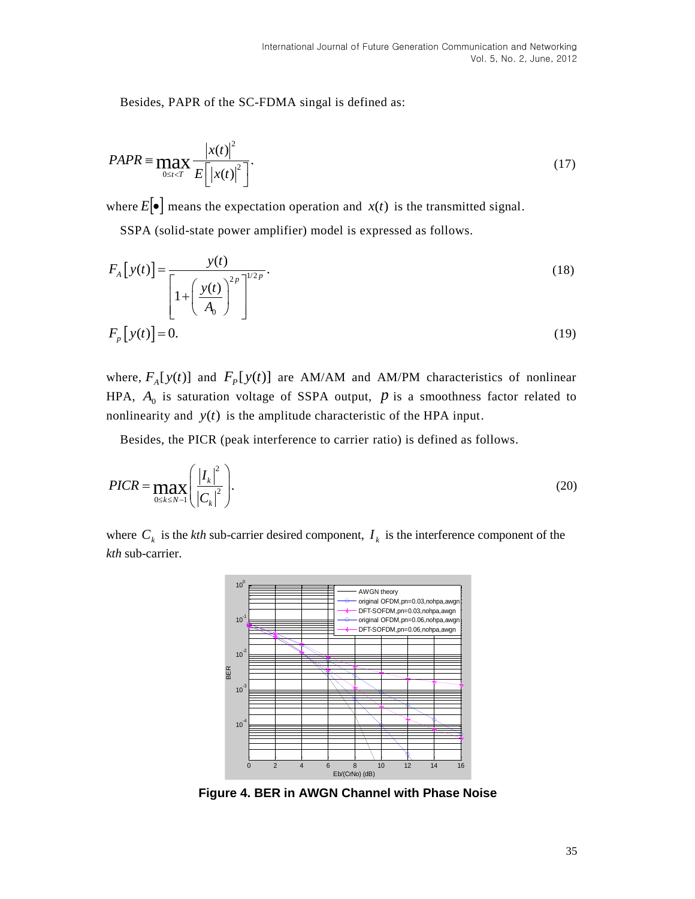Besides, PAPR of the SC-FDMA singal is defined as:

$$PAPR \equiv \max_{0 \le t < T} \frac{|x(t)|^2}{E\left[|x(t)|^2\right]}. \tag{17}$$

where $E[\bullet]$ means the expectation operation and $x(t)$ is the transmitted signal.

SSPA (solid-state power amplifier) model is expressed as follows.

$$F_A[y(t)] = \frac{y(t)}{\left[1+\left(\frac{y(t)}{A_0}\right)^{2p}\right]^{1/2p}}. \tag{18}$$

$$F_p[y(t)] = 0. \tag{19}$$

where, $F_A[y(t)]$ and $F_P[y(t)]$ are AM/AM and AM/PM characteristics of nonlinear HPA, $A_0$ is saturation voltage of SSPA output, $p$ is a smoothness factor related to nonlinearity and $y(t)$ is the amplitude characteristic of the HPA input.

Besides, the PICR (peak interference to carrier ratio) is defined as follows.

$$PICR = \max_{0 \le k \le N-1}\left(\frac{|I_k|^2}{|C_k|^2}\right). \tag{20}$$

where $C_k$ is the *kth* sub-carrier desired component, $I_k$ is the interference component of the *kth* sub-carrier.

**Figure 4. BER in AWGN Channel with Phase Noise**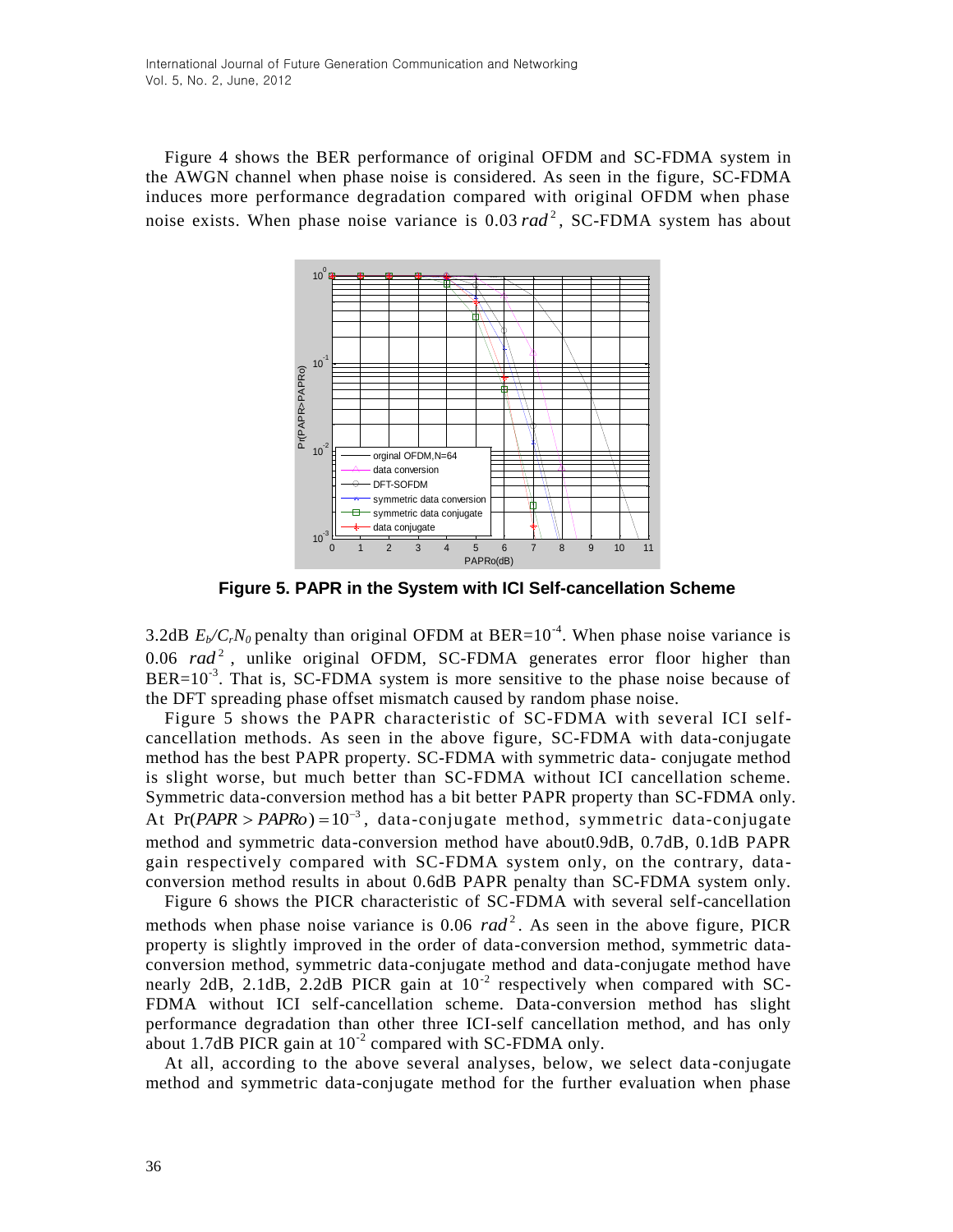Figure 4 shows the BER performance of original OFDM and SC-FDMA system in the AWGN channel when phase noise is considered. As seen in the figure, SC-FDMA induces more performance degradation compared with original OFDM when phase noise exists. When phase noise variance is $0.03\,rad^2$, SC-FDMA system has about 3.2dB $E_b/C_rN_0$ penalty than original OFDM at BER=$10^{-4}$. When phase noise variance is $0.06\ rad^2$, unlike original OFDM, SC-FDMA generates error floor higher than BER=$10^{-3}$. That is, SC-FDMA system is more sensitive to the phase noise because of the DFT spreading phase offset mismatch caused by random phase noise.

**Figure 5. PAPR in the System with ICI Self-cancellation Scheme**

Figure 5 shows the PAPR characteristic of SC-FDMA with several ICI self-cancellation methods. As seen in the above figure, SC-FDMA with data-conjugate method has the best PAPR property. SC-FDMA with symmetric data- conjugate method is slight worse, but much better than SC-FDMA without ICI cancellation scheme. Symmetric data-conversion method has a bit better PAPR property than SC-FDMA only. At $\Pr(PAPR > PAPRo) = 10^{-3}$, data-conjugate method, symmetric data-conjugate method and symmetric data-conversion method have about0.9dB, 0.7dB, 0.1dB PAPR gain respectively compared with SC-FDMA system only, on the contrary, data-conversion method results in about 0.6dB PAPR penalty than SC-FDMA system only.

Figure 6 shows the PICR characteristic of SC-FDMA with several self-cancellation methods when phase noise variance is $0.06\ rad^2$. As seen in the above figure, PICR property is slightly improved in the order of data-conversion method, symmetric data-conversion method, symmetric data-conjugate method and data-conjugate method have nearly 2dB, 2.1dB, 2.2dB PICR gain at $10^{-2}$ respectively when compared with SC-FDMA without ICI self-cancellation scheme. Data-conversion method has slight performance degradation than other three ICI-self cancellation method, and has only about 1.7dB PICR gain at $10^{-2}$ compared with SC-FDMA only.

At all, according to the above several analyses, below, we select data-conjugate method and symmetric data-conjugate method for the further evaluation when phase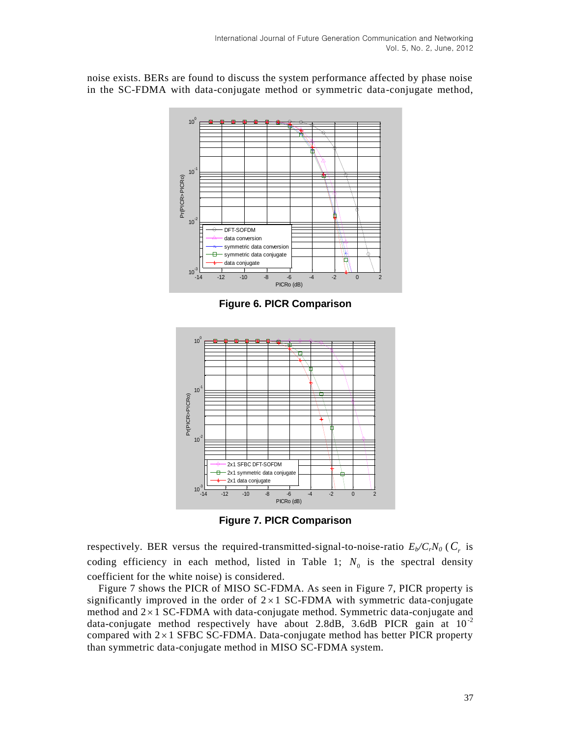noise exists. BERs are found to discuss the system performance affected by phase noise in the SC-FDMA with data-conjugate method or symmetric data-conjugate method,

**Figure 6. PICR Comparison**

**Figure 7. PICR Comparison**

respectively. BER versus the required-transmitted-signal-to-noise-ratio $E_b/C_rN_0$ ($C_r$ is coding efficiency in each method, listed in Table 1; $N_0$ is the spectral density coefficient for the white noise) is considered.

Figure 7 shows the PICR of MISO SC-FDMA. As seen in Figure 7, PICR property is significantly improved in the order of $2\times1$ SC-FDMA with symmetric data-conjugate method and $2\times1$ SC-FDMA with data-conjugate method. Symmetric data-conjugate and data-conjugate method respectively have about 2.8dB, 3.6dB PICR gain at $10^{-2}$ compared with $2\times1$ SFBC SC-FDMA. Data-conjugate method has better PICR property than symmetric data-conjugate method in MISO SC-FDMA system.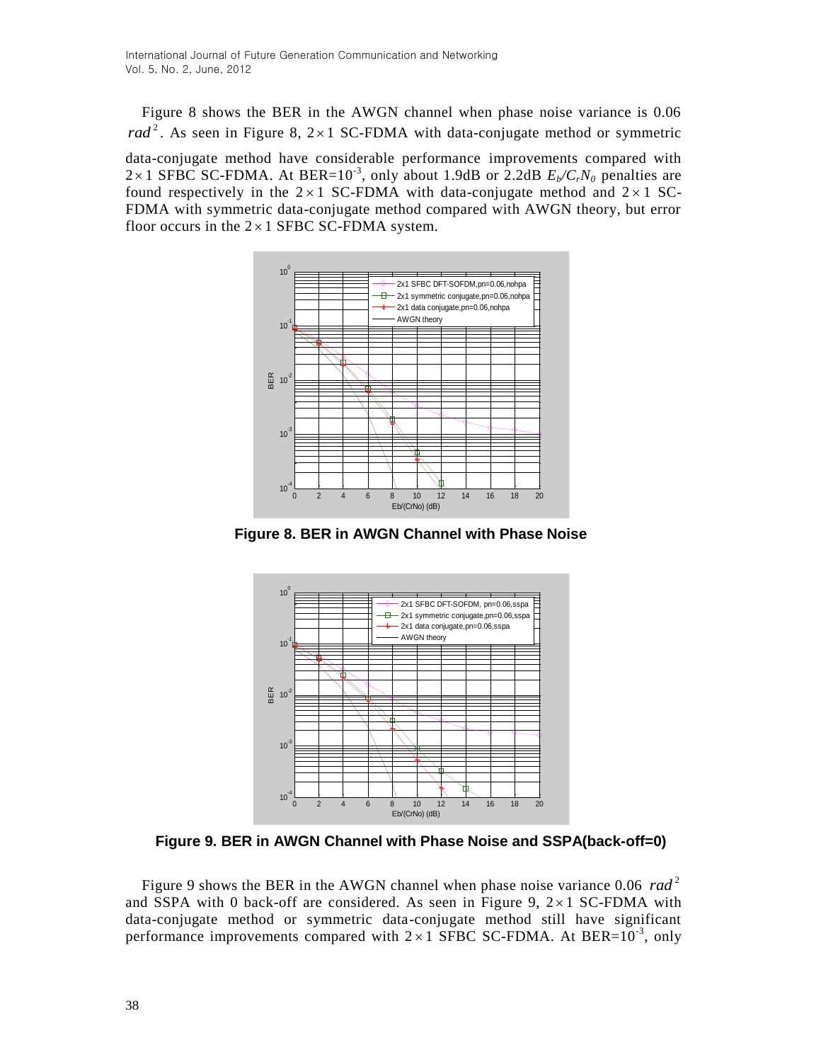Figure 8 shows the BER in the AWGN channel when phase noise variance is 0.06 $rad^2$. As seen in Figure 8, $2\times1$ SC-FDMA with data-conjugate method or symmetric data-conjugate method have considerable performance improvements compared with $2\times1$ SFBC SC-FDMA. At BER=$10^{-3}$, only about 1.9dB or 2.2dB $E_b/C_rN_0$ penalties are found respectively in the $2\times1$ SC-FDMA with data-conjugate method and $2\times1$ SC-FDMA with symmetric data-conjugate method compared with AWGN theory, but error floor occurs in the $2\times1$ SFBC SC-FDMA system.

**Figure 8. BER in AWGN Channel with Phase Noise**

**Figure 9. BER in AWGN Channel with Phase Noise and SSPA(back-off=0)**

Figure 9 shows the BER in the AWGN channel when phase noise variance 0.06 $rad^2$ and SSPA with 0 back-off are considered. As seen in Figure 9, $2\times1$ SC-FDMA with data-conjugate method or symmetric data-conjugate method still have significant performance improvements compared with $2\times1$ SFBC SC-FDMA. At BER=$10^{-3}$, only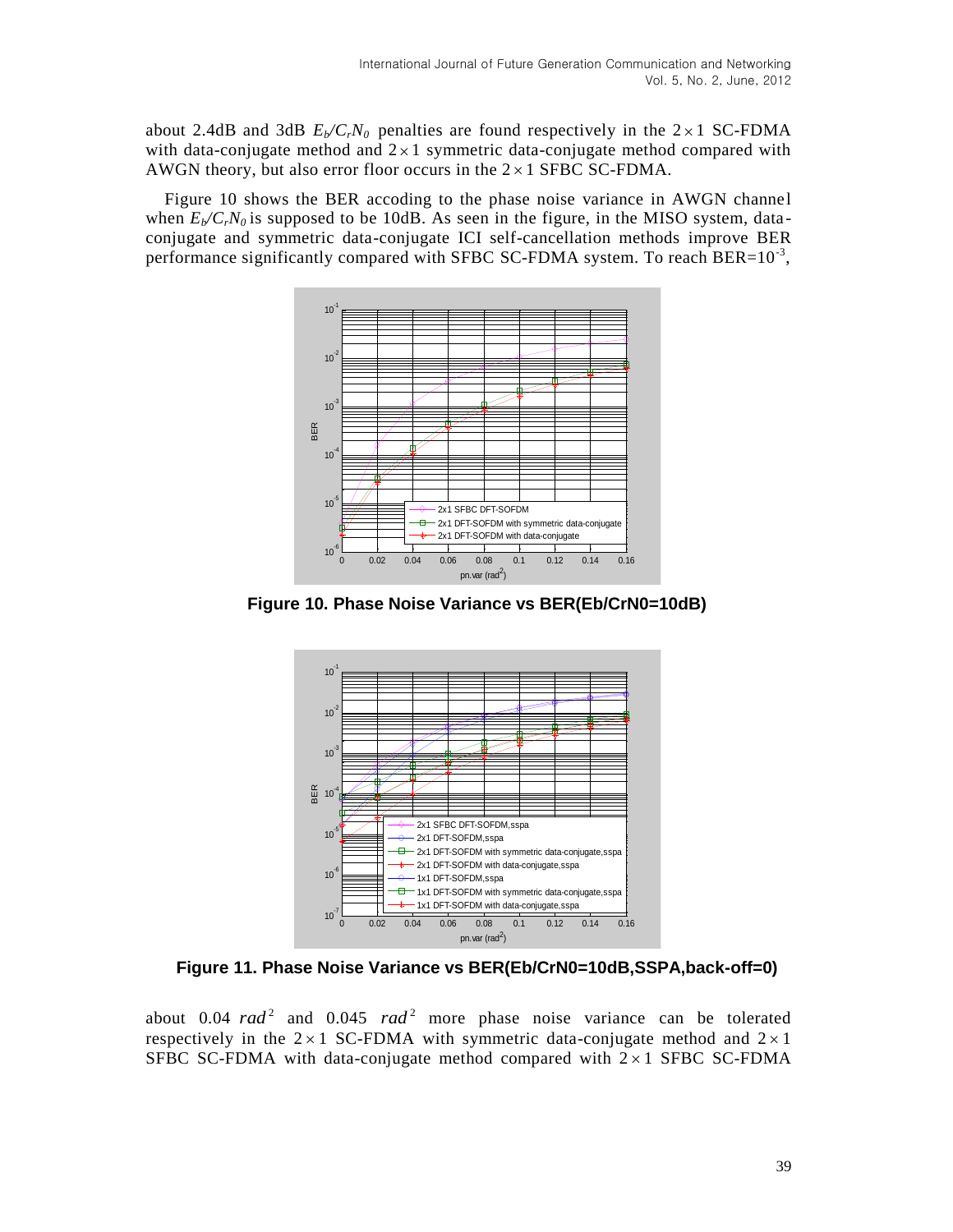about 2.4dB and 3dB $E_b/C_rN_0$ penalties are found respectively in the $2\times1$ SC-FDMA with data-conjugate method and $2\times1$ symmetric data-conjugate method compared with AWGN theory, but also error floor occurs in the $2\times1$ SFBC SC-FDMA.

Figure 10 shows the BER accoding to the phase noise variance in AWGN channel when $E_b/C_rN_0$ is supposed to be 10dB. As seen in the figure, in the MISO system, data-conjugate and symmetric data-conjugate ICI self-cancellation methods improve BER performance significantly compared with SFBC SC-FDMA system. To reach BER=$10^{-3}$,

**Figure 10. Phase Noise Variance vs BER(Eb/CrN0=10dB)**

**Figure 11. Phase Noise Variance vs BER(Eb/CrN0=10dB,SSPA,back-off=0)**

about 0.04 $rad^2$ and 0.045 $rad^2$ more phase noise variance can be tolerated respectively in the $2\times1$ SC-FDMA with symmetric data-conjugate method and $2\times1$ SFBC SC-FDMA with data-conjugate method compared with $2\times1$ SFBC SC-FDMA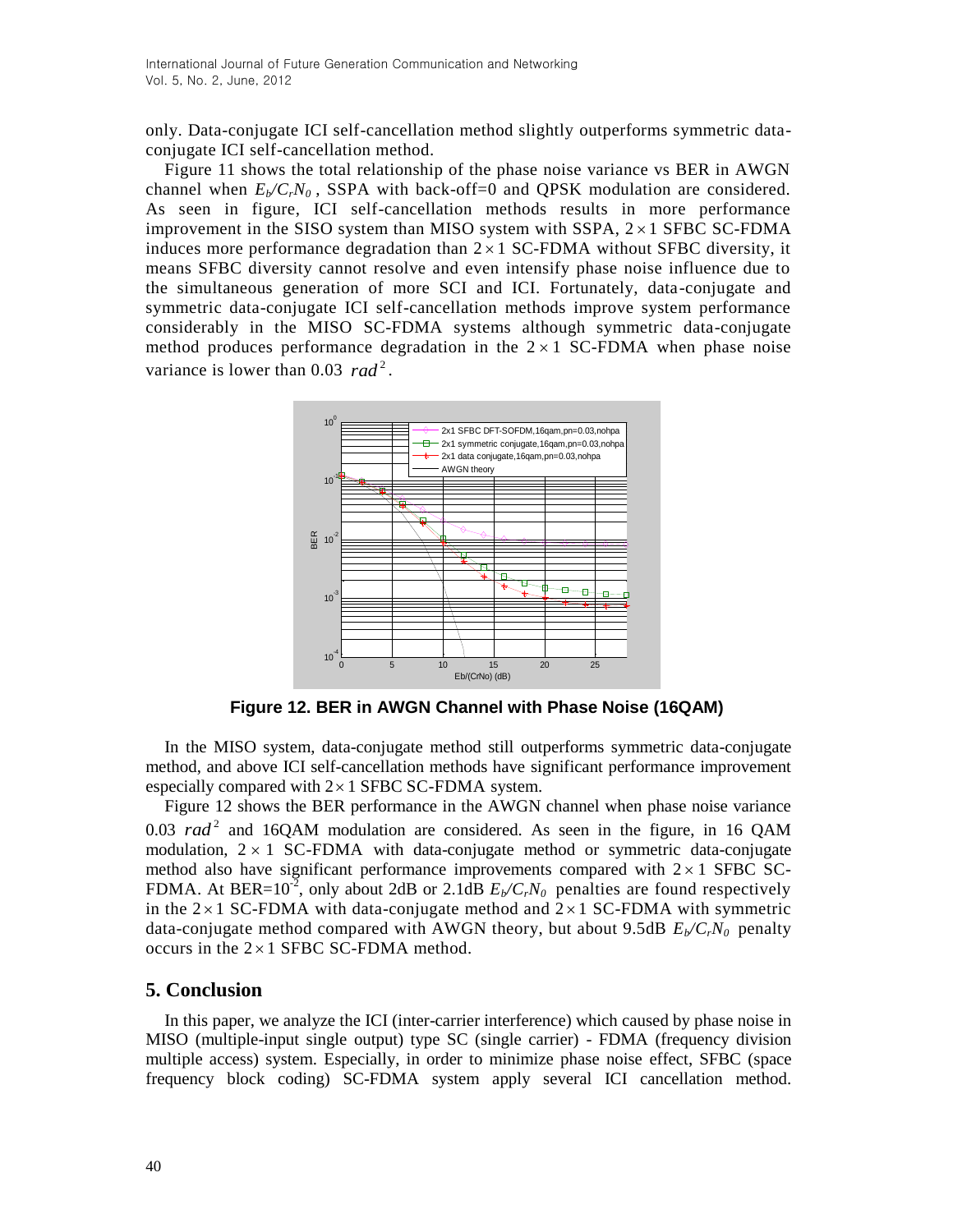only. Data-conjugate ICI self-cancellation method slightly outperforms symmetric data-conjugate ICI self-cancellation method.

Figure 11 shows the total relationship of the phase noise variance vs BER in AWGN channel when $E_b/C_rN_0$, SSPA with back-off=0 and QPSK modulation are considered. As seen in figure, ICI self-cancellation methods results in more performance improvement in the SISO system than MISO system with SSPA, $2\times1$ SFBC SC-FDMA induces more performance degradation than $2\times1$ SC-FDMA without SFBC diversity, it means SFBC diversity cannot resolve and even intensify phase noise influence due to the simultaneous generation of more SCI and ICI. Fortunately, data-conjugate and symmetric data-conjugate ICI self-cancellation methods improve system performance considerably in the MISO SC-FDMA systems although symmetric data-conjugate method produces performance degradation in the $2\times1$ SC-FDMA when phase noise variance is lower than 0.03 $rad^2$.

**Figure 12. BER in AWGN Channel with Phase Noise (16QAM)**

In the MISO system, data-conjugate method still outperforms symmetric data-conjugate method, and above ICI self-cancellation methods have significant performance improvement especially compared with $2\times1$ SFBC SC-FDMA system.

Figure 12 shows the BER performance in the AWGN channel when phase noise variance 0.03 $rad^2$ and 16QAM modulation are considered. As seen in the figure, in 16 QAM modulation, $2\times1$ SC-FDMA with data-conjugate method or symmetric data-conjugate method also have significant performance improvements compared with $2\times1$ SFBC SC-FDMA. At BER=$10^{-2}$, only about 2dB or 2.1dB $E_b/C_rN_0$ penalties are found respectively in the $2\times1$ SC-FDMA with data-conjugate method and $2\times1$ SC-FDMA with symmetric data-conjugate method compared with AWGN theory, but about 9.5dB $E_b/C_rN_0$ penalty occurs in the $2\times1$ SFBC SC-FDMA method.

## 5. Conclusion

In this paper, we analyze the ICI (inter-carrier interference) which caused by phase noise in MISO (multiple-input single output) type SC (single carrier) - FDMA (frequency division multiple access) system. Especially, in order to minimize phase noise effect, SFBC (space frequency block coding) SC-FDMA system apply several ICI cancellation method.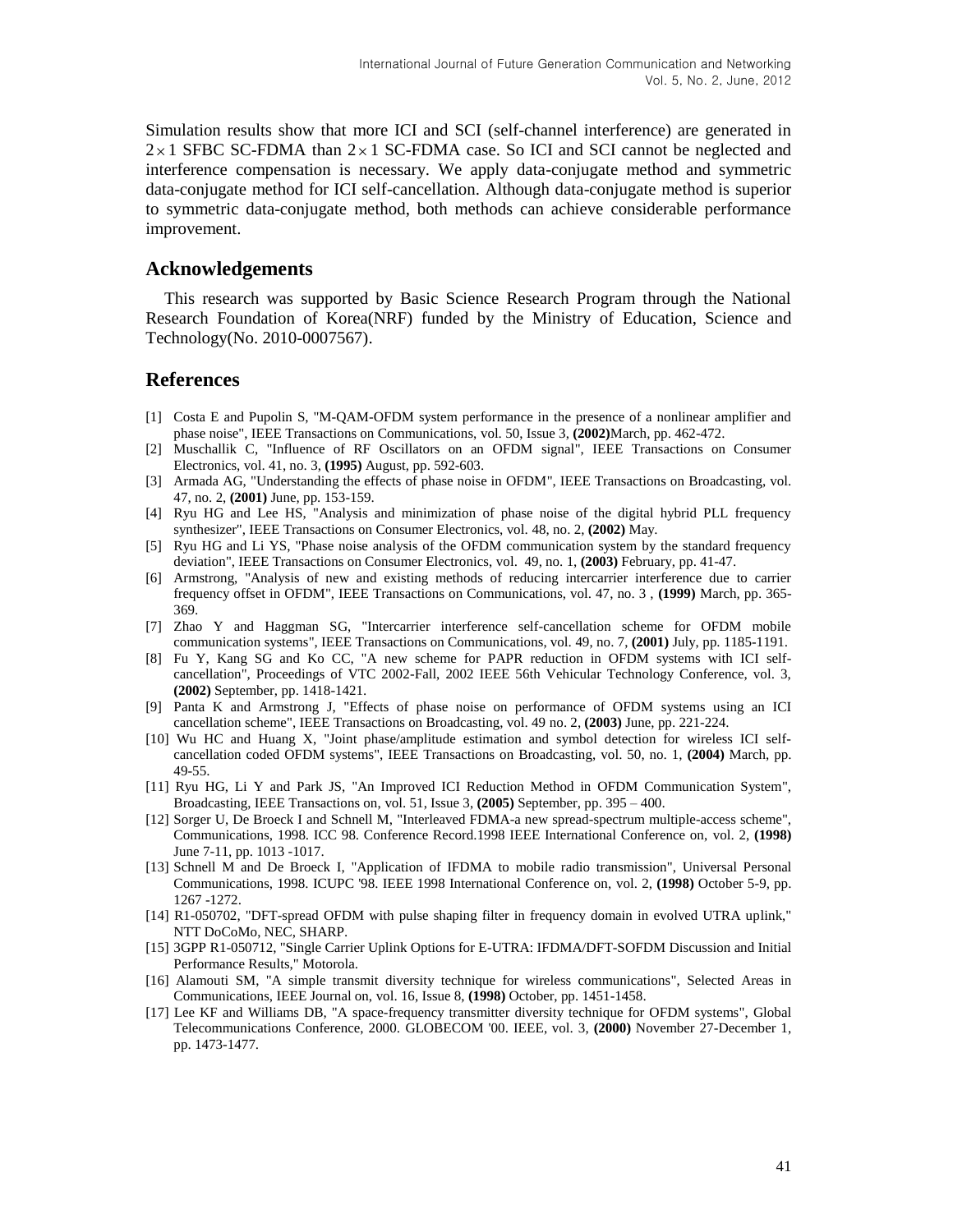Simulation results show that more ICI and SCI (self-channel interference) are generated in $2 \times 1$ SFBC SC-FDMA than $2 \times 1$ SC-FDMA case. So ICI and SCI cannot be neglected and interference compensation is necessary. We apply data-conjugate method and symmetric data-conjugate method for ICI self-cancellation. Although data-conjugate method is superior to symmetric data-conjugate method, both methods can achieve considerable performance improvement.

## Acknowledgements

This research was supported by Basic Science Research Program through the National Research Foundation of Korea(NRF) funded by the Ministry of Education, Science and Technology(No. 2010-0007567).

## References

[1] Costa E and Pupolin S, "M-QAM-OFDM system performance in the presence of a nonlinear amplifier and phase noise", IEEE Transactions on Communications, vol. 50, Issue 3, **(2002)**March, pp. 462-472.

[2] Muschallik C, "Influence of RF Oscillators on an OFDM signal", IEEE Transactions on Consumer Electronics, vol. 41, no. 3, **(1995)** August, pp. 592-603.

[3] Armada AG, "Understanding the effects of phase noise in OFDM", IEEE Transactions on Broadcasting, vol. 47, no. 2, **(2001)** June, pp. 153-159.

[4] Ryu HG and Lee HS, "Analysis and minimization of phase noise of the digital hybrid PLL frequency synthesizer", IEEE Transactions on Consumer Electronics, vol. 48, no. 2, **(2002)** May.

[5] Ryu HG and Li YS, "Phase noise analysis of the OFDM communication system by the standard frequency deviation", IEEE Transactions on Consumer Electronics, vol. 49, no. 1, **(2003)** February, pp. 41-47.

[6] Armstrong, "Analysis of new and existing methods of reducing intercarrier interference due to carrier frequency offset in OFDM", IEEE Transactions on Communications, vol. 47, no. 3 , **(1999)** March, pp. 365-369.

[7] Zhao Y and Haggman SG, "Intercarrier interference self-cancellation scheme for OFDM mobile communication systems", IEEE Transactions on Communications, vol. 49, no. 7, **(2001)** July, pp. 1185-1191.

[8] Fu Y, Kang SG and Ko CC, "A new scheme for PAPR reduction in OFDM systems with ICI self-cancellation", Proceedings of VTC 2002-Fall, 2002 IEEE 56th Vehicular Technology Conference, vol. 3, **(2002)** September, pp. 1418-1421.

[9] Panta K and Armstrong J, "Effects of phase noise on performance of OFDM systems using an ICI cancellation scheme", IEEE Transactions on Broadcasting, vol. 49 no. 2, **(2003)** June, pp. 221-224.

[10] Wu HC and Huang X, "Joint phase/amplitude estimation and symbol detection for wireless ICI self-cancellation coded OFDM systems", IEEE Transactions on Broadcasting, vol. 50, no. 1, **(2004)** March, pp. 49-55.

[11] Ryu HG, Li Y and Park JS, "An Improved ICI Reduction Method in OFDM Communication System", Broadcasting, IEEE Transactions on, vol. 51, Issue 3, **(2005)** September, pp. 395 – 400.

[12] Sorger U, De Broeck I and Schnell M, "Interleaved FDMA-a new spread-spectrum multiple-access scheme", Communications, 1998. ICC 98. Conference Record.1998 IEEE International Conference on, vol. 2, **(1998)** June 7-11, pp. 1013 -1017.

[13] Schnell M and De Broeck I, "Application of IFDMA to mobile radio transmission", Universal Personal Communications, 1998. ICUPC '98. IEEE 1998 International Conference on, vol. 2, **(1998)** October 5-9, pp. 1267 -1272.

[14] R1-050702, "DFT-spread OFDM with pulse shaping filter in frequency domain in evolved UTRA uplink," NTT DoCoMo, NEC, SHARP.

[15] 3GPP R1-050712, "Single Carrier Uplink Options for E-UTRA: IFDMA/DFT-SOFDM Discussion and Initial Performance Results," Motorola.

[16] Alamouti SM, "A simple transmit diversity technique for wireless communications", Selected Areas in Communications, IEEE Journal on, vol. 16, Issue 8, **(1998)** October, pp. 1451-1458.

[17] Lee KF and Williams DB, "A space-frequency transmitter diversity technique for OFDM systems", Global Telecommunications Conference, 2000. GLOBECOM '00. IEEE, vol. 3, **(2000)** November 27-December 1, pp. 1473-1477.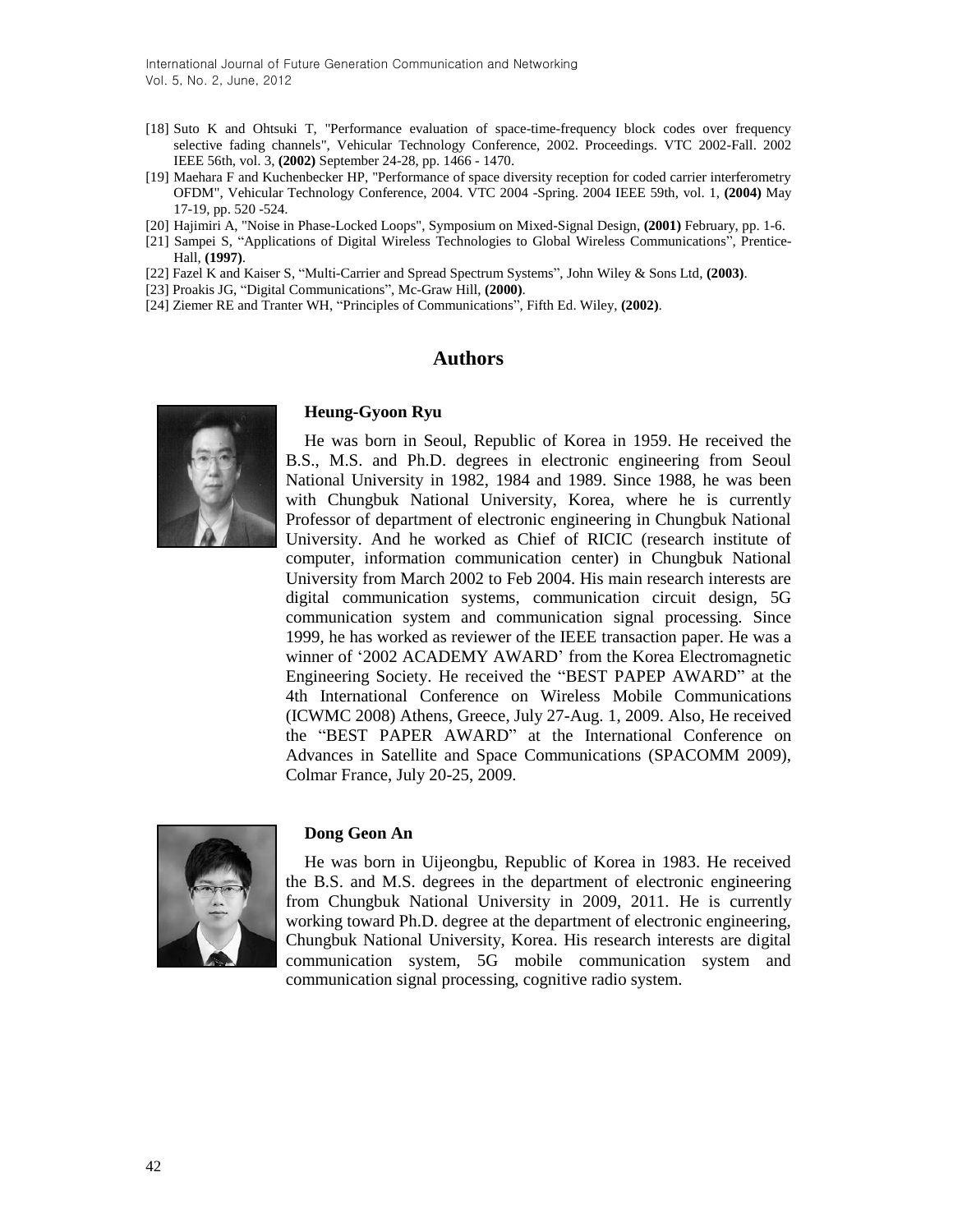[18] Suto K and Ohtsuki T, "Performance evaluation of space-time-frequency block codes over frequency selective fading channels", Vehicular Technology Conference, 2002. Proceedings. VTC 2002-Fall. 2002 IEEE 56th, vol. 3, **(2002)** September 24-28, pp. 1466 - 1470.

[19] Maehara F and Kuchenbecker HP, "Performance of space diversity reception for coded carrier interferometry OFDM", Vehicular Technology Conference, 2004. VTC 2004 -Spring. 2004 IEEE 59th, vol. 1, **(2004)** May 17-19, pp. 520 -524.

[20] Hajimiri A, "Noise in Phase-Locked Loops", Symposium on Mixed-Signal Design, **(2001)** February, pp. 1-6.

[21] Sampei S, "Applications of Digital Wireless Technologies to Global Wireless Communications", Prentice-Hall, **(1997)**.

[22] Fazel K and Kaiser S, "Multi-Carrier and Spread Spectrum Systems", John Wiley & Sons Ltd, **(2003)**.

[23] Proakis JG, "Digital Communications", Mc-Graw Hill, **(2000)**.

[24] Ziemer RE and Tranter WH, "Principles of Communications", Fifth Ed. Wiley, **(2002)**.

## Authors

**Heung-Gyoon Ryu**

He was born in Seoul, Republic of Korea in 1959. He received the B.S., M.S. and Ph.D. degrees in electronic engineering from Seoul National University in 1982, 1984 and 1989. Since 1988, he was been with Chungbuk National University, Korea, where he is currently Professor of department of electronic engineering in Chungbuk National University. And he worked as Chief of RICIC (research institute of computer, information communication center) in Chungbuk National University from March 2002 to Feb 2004. His main research interests are digital communication systems, communication circuit design, 5G communication system and communication signal processing. Since 1999, he has worked as reviewer of the IEEE transaction paper. He was a winner of '2002 ACADEMY AWARD' from the Korea Electromagnetic Engineering Society. He received the "BEST PAPEP AWARD" at the 4th International Conference on Wireless Mobile Communications (ICWMC 2008) Athens, Greece, July 27-Aug. 1, 2009. Also, He received the "BEST PAPER AWARD" at the International Conference on Advances in Satellite and Space Communications (SPACOMM 2009), Colmar France, July 20-25, 2009.

**Dong Geon An**

He was born in Uijeongbu, Republic of Korea in 1983. He received the B.S. and M.S. degrees in the department of electronic engineering from Chungbuk National University in 2009, 2011. He is currently working toward Ph.D. degree at the department of electronic engineering, Chungbuk National University, Korea. His research interests are digital communication system, 5G mobile communication system and communication signal processing, cognitive radio system.